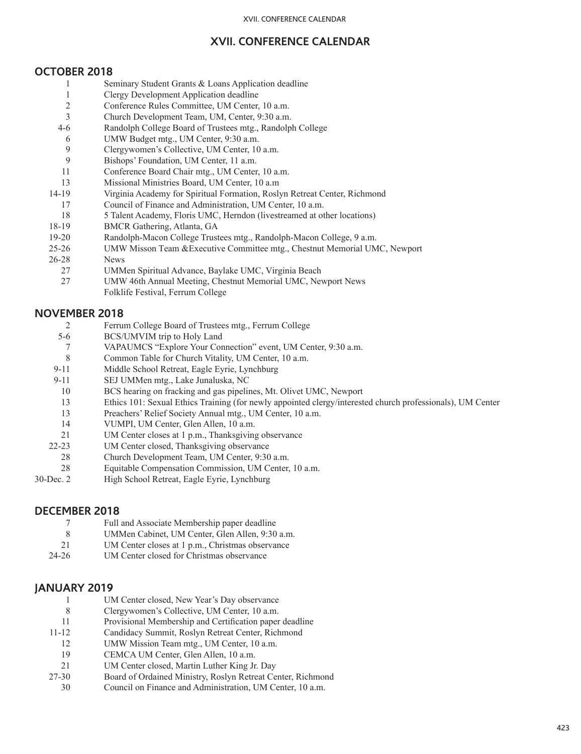# XVII. CONFERENCE CALENDAR

## OCTOBER 2018

| | |
|---|---|
| 1 | Seminary Student Grants & Loans Application deadline |
| 1 | Clergy Development Application deadline |
| 2 | Conference Rules Committee, UM Center, 10 a.m. |
| 3 | Church Development Team, UM, Center, 9:30 a.m. |
| 4-6 | Randolph College Board of Trustees mtg., Randolph College |
| 6 | UMW Budget mtg., UM Center, 9:30 a.m. |
| 9 | Clergywomen's Collective, UM Center, 10 a.m. |
| 9 | Bishops' Foundation, UM Center, 11 a.m. |
| 11 | Conference Board Chair mtg., UM Center, 10 a.m. |
| 13 | Missional Ministries Board, UM Center, 10 a.m |
| 14-19 | Virginia Academy for Spiritual Formation, Roslyn Retreat Center, Richmond |
| 17 | Council of Finance and Administration, UM Center, 10 a.m. |
| 18 | 5 Talent Academy, Floris UMC, Herndon (livestreamed at other locations) |
| 18-19 | BMCR Gathering, Atlanta, GA |
| 19-20 | Randolph-Macon College Trustees mtg., Randolph-Macon College, 9 a.m. |
| 25-26 | UMW Misson Team &Executive Committee mtg., Chestnut Memorial UMC, Newport |
| 26-28 | News |
| 27 | UMMen Spiritual Advance, Baylake UMC, Virginia Beach |
| 27 | UMW 46th Annual Meeting, Chestnut Memorial UMC, Newport News |
| | Folklife Festival, Ferrum College |

## NOVEMBER 2018

| | |
|---|---|
| 2 | Ferrum College Board of Trustees mtg., Ferrum College |
| 5-6 | BCS/UMVIM trip to Holy Land |
| 7 | VAPAUMCS "Explore Your Connection" event, UM Center, 9:30 a.m. |
| 8 | Common Table for Church Vitality, UM Center, 10 a.m. |
| 9-11 | Middle School Retreat, Eagle Eyrie, Lynchburg |
| 9-11 | SEJ UMMen mtg., Lake Junaluska, NC |
| 10 | BCS hearing on fracking and gas pipelines, Mt. Olivet UMC, Newport |
| 13 | Ethics 101: Sexual Ethics Training (for newly appointed clergy/interested church professionals), UM Center |
| 13 | Preachers' Relief Society Annual mtg., UM Center, 10 a.m. |
| 14 | VUMPI, UM Center, Glen Allen, 10 a.m. |
| 21 | UM Center closes at 1 p.m., Thanksgiving observance |
| 22-23 | UM Center closed, Thanksgiving observance |
| 28 | Church Development Team, UM Center, 9:30 a.m. |
| 28 | Equitable Compensation Commission, UM Center, 10 a.m. |
| 30-Dec. 2 | High School Retreat, Eagle Eyrie, Lynchburg |

## DECEMBER 2018

| | |
|---|---|
| 7 | Full and Associate Membership paper deadline |
| 8 | UMMen Cabinet, UM Center, Glen Allen, 9:30 a.m. |
| 21 | UM Center closes at 1 p.m., Christmas observance |
| 24-26 | UM Center closed for Christmas observance |

## JANUARY 2019

| | |
|---|---|
| 1 | UM Center closed, New Year's Day observance |
| 8 | Clergywomen's Collective, UM Center, 10 a.m. |
| 11 | Provisional Membership and Certification paper deadline |
| 11-12 | Candidacy Summit, Roslyn Retreat Center, Richmond |
| 12 | UMW Mission Team mtg., UM Center, 10 a.m. |
| 19 | CEMCA UM Center, Glen Allen, 10 a.m. |
| 21 | UM Center closed, Martin Luther King Jr. Day |
| 27-30 | Board of Ordained Ministry, Roslyn Retreat Center, Richmond |
| 30 | Council on Finance and Administration, UM Center, 10 a.m. |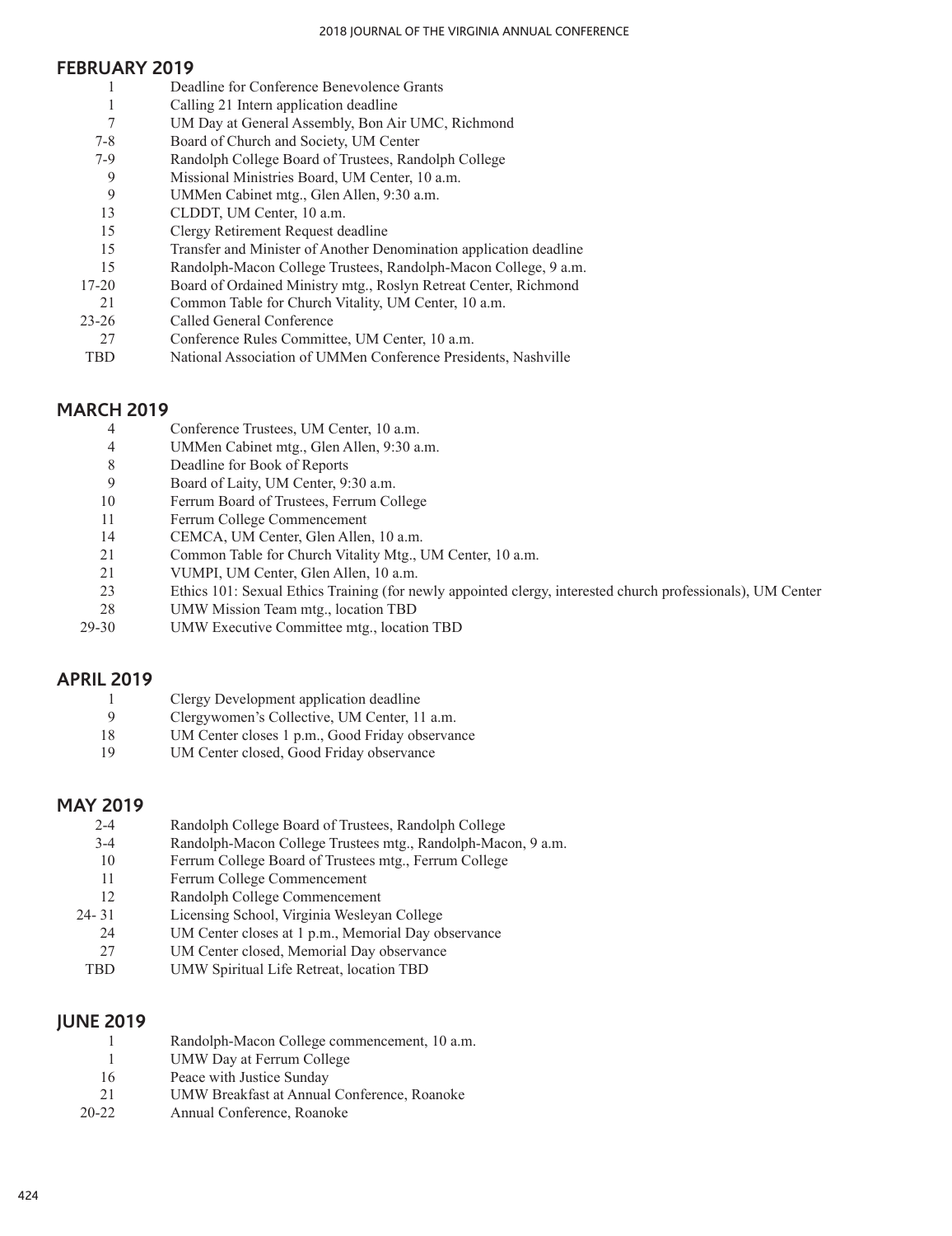## FEBRUARY 2019

| | |
|---|---|
| 1 | Deadline for Conference Benevolence Grants |
| 1 | Calling 21 Intern application deadline |
| 7 | UM Day at General Assembly, Bon Air UMC, Richmond |
| 7-8 | Board of Church and Society, UM Center |
| 7-9 | Randolph College Board of Trustees, Randolph College |
| 9 | Missional Ministries Board, UM Center, 10 a.m. |
| 9 | UMMen Cabinet mtg., Glen Allen, 9:30 a.m. |
| 13 | CLDDT, UM Center, 10 a.m. |
| 15 | Clergy Retirement Request deadline |
| 15 | Transfer and Minister of Another Denomination application deadline |
| 15 | Randolph-Macon College Trustees, Randolph-Macon College, 9 a.m. |
| 17-20 | Board of Ordained Ministry mtg., Roslyn Retreat Center, Richmond |
| 21 | Common Table for Church Vitality, UM Center, 10 a.m. |
| 23-26 | Called General Conference |
| 27 | Conference Rules Committee, UM Center, 10 a.m. |
| TBD | National Association of UMMen Conference Presidents, Nashville |

## MARCH 2019

| | |
|---|---|
| 4 | Conference Trustees, UM Center, 10 a.m. |
| 4 | UMMen Cabinet mtg., Glen Allen, 9:30 a.m. |
| 8 | Deadline for Book of Reports |
| 9 | Board of Laity, UM Center, 9:30 a.m. |
| 10 | Ferrum Board of Trustees, Ferrum College |
| 11 | Ferrum College Commencement |
| 14 | CEMCA, UM Center, Glen Allen, 10 a.m. |
| 21 | Common Table for Church Vitality Mtg., UM Center, 10 a.m. |
| 21 | VUMPI, UM Center, Glen Allen, 10 a.m. |
| 23 | Ethics 101: Sexual Ethics Training (for newly appointed clergy, interested church professionals), UM Center |
| 28 | UMW Mission Team mtg., location TBD |
| 29-30 | UMW Executive Committee mtg., location TBD |

## APRIL 2019

| | |
|---|---|
| 1 | Clergy Development application deadline |
| 9 | Clergywomen's Collective, UM Center, 11 a.m. |
| 18 | UM Center closes 1 p.m., Good Friday observance |
| 19 | UM Center closed, Good Friday observance |

## MAY 2019

| | |
|---|---|
| 2-4 | Randolph College Board of Trustees, Randolph College |
| 3-4 | Randolph-Macon College Trustees mtg., Randolph-Macon, 9 a.m. |
| 10 | Ferrum College Board of Trustees mtg., Ferrum College |
| 11 | Ferrum College Commencement |
| 12 | Randolph College Commencement |
| 24- 31 | Licensing School, Virginia Wesleyan College |
| 24 | UM Center closes at 1 p.m., Memorial Day observance |
| 27 | UM Center closed, Memorial Day observance |
| TBD | UMW Spiritual Life Retreat, location TBD |

## JUNE 2019

| | |
|---|---|
| 1 | Randolph-Macon College commencement, 10 a.m. |
| 1 | UMW Day at Ferrum College |
| 16 | Peace with Justice Sunday |
| 21 | UMW Breakfast at Annual Conference, Roanoke |
| 20-22 | Annual Conference, Roanoke |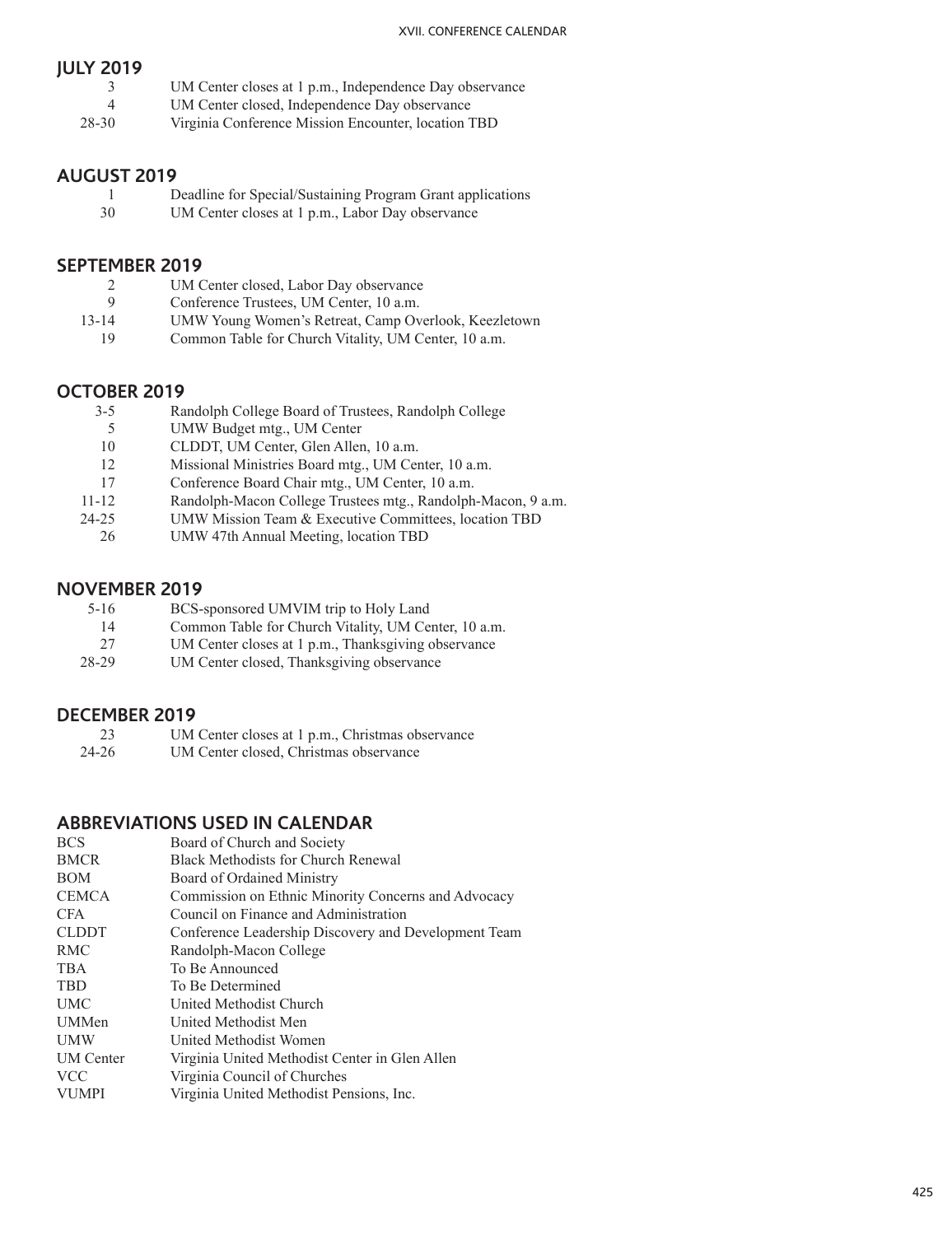## JULY 2019

| | |
|---|---|
| 3 | UM Center closes at 1 p.m., Independence Day observance |
| 4 | UM Center closed, Independence Day observance |
| 28-30 | Virginia Conference Mission Encounter, location TBD |

## AUGUST 2019

| | |
|---|---|
| 1 | Deadline for Special/Sustaining Program Grant applications |
| 30 | UM Center closes at 1 p.m., Labor Day observance |

## SEPTEMBER 2019

| | |
|---|---|
| 2 | UM Center closed, Labor Day observance |
| 9 | Conference Trustees, UM Center, 10 a.m. |
| 13-14 | UMW Young Women's Retreat, Camp Overlook, Keezletown |
| 19 | Common Table for Church Vitality, UM Center, 10 a.m. |

## OCTOBER 2019

| | |
|---|---|
| 3-5 | Randolph College Board of Trustees, Randolph College |
| 5 | UMW Budget mtg., UM Center |
| 10 | CLDDT, UM Center, Glen Allen, 10 a.m. |
| 12 | Missional Ministries Board mtg., UM Center, 10 a.m. |
| 17 | Conference Board Chair mtg., UM Center, 10 a.m. |
| 11-12 | Randolph-Macon College Trustees mtg., Randolph-Macon, 9 a.m. |
| 24-25 | UMW Mission Team & Executive Committees, location TBD |
| 26 | UMW 47th Annual Meeting, location TBD |

## NOVEMBER 2019

| | |
|---|---|
| 5-16 | BCS-sponsored UMVIM trip to Holy Land |
| 14 | Common Table for Church Vitality, UM Center, 10 a.m. |
| 27 | UM Center closes at 1 p.m., Thanksgiving observance |
| 28-29 | UM Center closed, Thanksgiving observance |

## DECEMBER 2019

| | |
|---|---|
| 23 | UM Center closes at 1 p.m., Christmas observance |
| 24-26 | UM Center closed, Christmas observance |

## ABBREVIATIONS USED IN CALENDAR

| | |
|---|---|
| BCS | Board of Church and Society |
| BMCR | Black Methodists for Church Renewal |
| BOM | Board of Ordained Ministry |
| CEMCA | Commission on Ethnic Minority Concerns and Advocacy |
| CFA | Council on Finance and Administration |
| CLDDT | Conference Leadership Discovery and Development Team |
| RMC | Randolph-Macon College |
| TBA | To Be Announced |
| TBD | To Be Determined |
| UMC | United Methodist Church |
| UMMen | United Methodist Men |
| UMW | United Methodist Women |
| UM Center | Virginia United Methodist Center in Glen Allen |
| VCC | Virginia Council of Churches |
| VUMPI | Virginia United Methodist Pensions, Inc. |